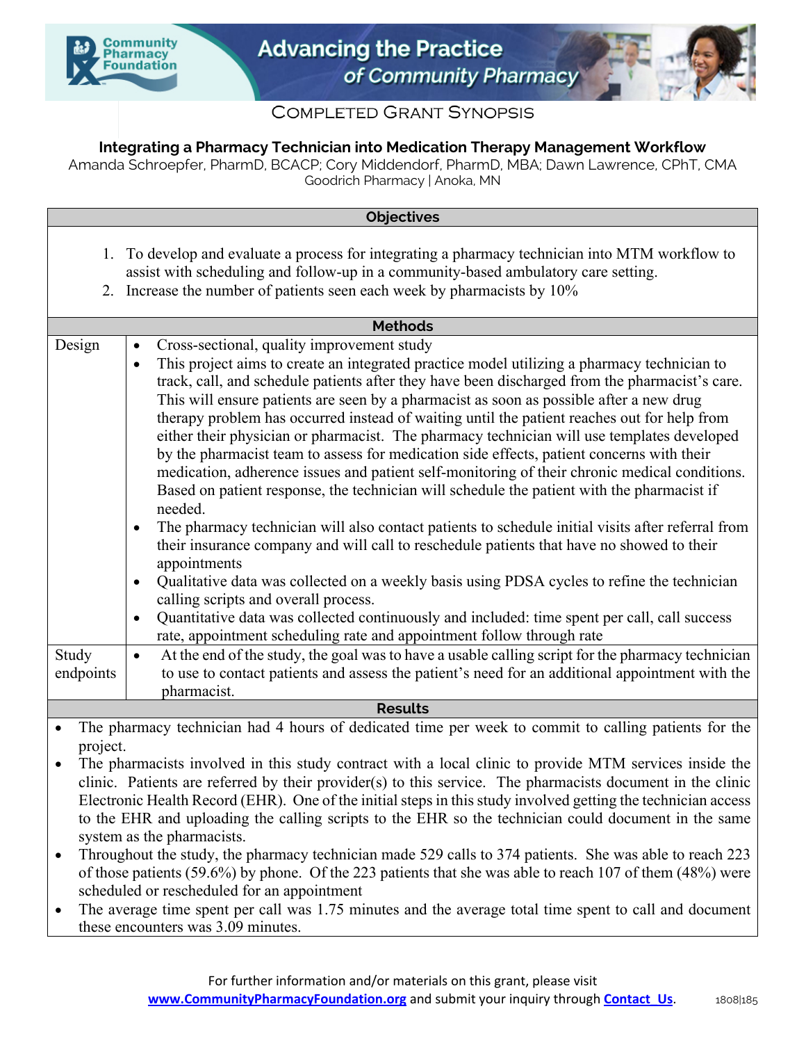# Advancing the Practice of Community Pharmacy

## Completed Grant Synopsis

### Integrating a Pharmacy Technician into Medication Therapy Management Workflow

Amanda Schroepfer, PharmD, BCACP; Cory Middendorf, PharmD, MBA; Dawn Lawrence, CPhT, CMA
Goodrich Pharmacy | Anoka, MN

## Objectives

1. To develop and evaluate a process for integrating a pharmacy technician into MTM workflow to assist with scheduling and follow-up in a community-based ambulatory care setting.
2. Increase the number of patients seen each week by pharmacists by 10%

## Methods

| | |
|---|---|
| Design | • Cross-sectional, quality improvement study<br>• This project aims to create an integrated practice model utilizing a pharmacy technician to track, call, and schedule patients after they have been discharged from the pharmacist's care. This will ensure patients are seen by a pharmacist as soon as possible after a new drug therapy problem has occurred instead of waiting until the patient reaches out for help from either their physician or pharmacist. The pharmacy technician will use templates developed by the pharmacist team to assess for medication side effects, patient concerns with their medication, adherence issues and patient self-monitoring of their chronic medical conditions. Based on patient response, the technician will schedule the patient with the pharmacist if needed.<br>• The pharmacy technician will also contact patients to schedule initial visits after referral from their insurance company and will call to reschedule patients that have no showed to their appointments<br>• Qualitative data was collected on a weekly basis using PDSA cycles to refine the technician calling scripts and overall process.<br>• Quantitative data was collected continuously and included: time spent per call, call success rate, appointment scheduling rate and appointment follow through rate |
| Study endpoints | • At the end of the study, the goal was to have a usable calling script for the pharmacy technician to use to contact patients and assess the patient's need for an additional appointment with the pharmacist. |

## Results

- The pharmacy technician had 4 hours of dedicated time per week to commit to calling patients for the project.
- The pharmacists involved in this study contract with a local clinic to provide MTM services inside the clinic. Patients are referred by their provider(s) to this service. The pharmacists document in the clinic Electronic Health Record (EHR). One of the initial steps in this study involved getting the technician access to the EHR and uploading the calling scripts to the EHR so the technician could document in the same system as the pharmacists.
- Throughout the study, the pharmacy technician made 529 calls to 374 patients. She was able to reach 223 of those patients (59.6%) by phone. Of the 223 patients that she was able to reach 107 of them (48%) were scheduled or rescheduled for an appointment
- The average time spent per call was 1.75 minutes and the average total time spent to call and document these encounters was 3.09 minutes.

For further information and/or materials on this grant, please visit **www.CommunityPharmacyFoundation.org** and submit your inquiry through **Contact Us**.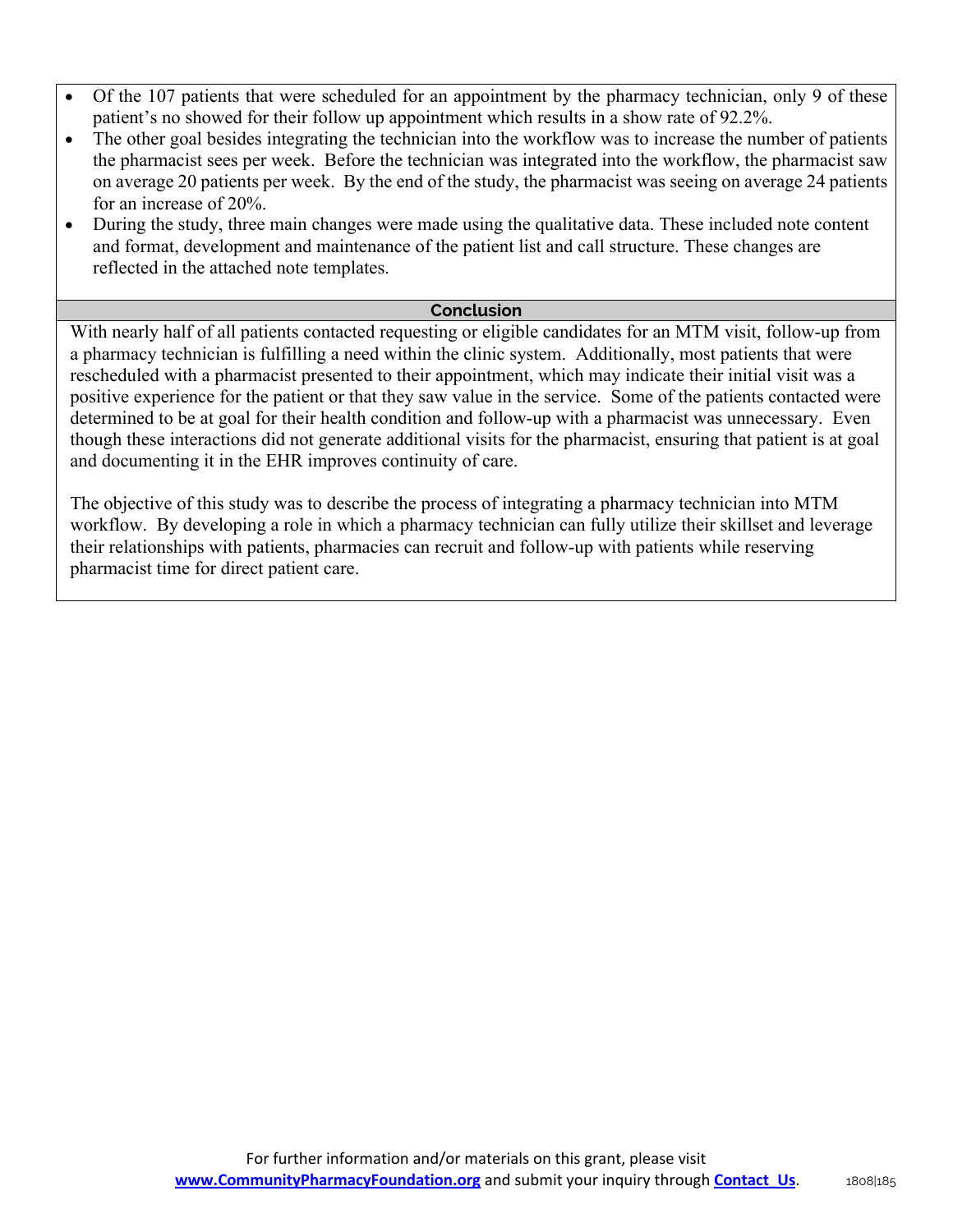- Of the 107 patients that were scheduled for an appointment by the pharmacy technician, only 9 of these patient's no showed for their follow up appointment which results in a show rate of 92.2%.
- The other goal besides integrating the technician into the workflow was to increase the number of patients the pharmacist sees per week. Before the technician was integrated into the workflow, the pharmacist saw on average 20 patients per week. By the end of the study, the pharmacist was seeing on average 24 patients for an increase of 20%.
- During the study, three main changes were made using the qualitative data. These included note content and format, development and maintenance of the patient list and call structure. These changes are reflected in the attached note templates.

## Conclusion

With nearly half of all patients contacted requesting or eligible candidates for an MTM visit, follow-up from a pharmacy technician is fulfilling a need within the clinic system. Additionally, most patients that were rescheduled with a pharmacist presented to their appointment, which may indicate their initial visit was a positive experience for the patient or that they saw value in the service. Some of the patients contacted were determined to be at goal for their health condition and follow-up with a pharmacist was unnecessary. Even though these interactions did not generate additional visits for the pharmacist, ensuring that patient is at goal and documenting it in the EHR improves continuity of care.

The objective of this study was to describe the process of integrating a pharmacy technician into MTM workflow. By developing a role in which a pharmacy technician can fully utilize their skillset and leverage their relationships with patients, pharmacies can recruit and follow-up with patients while reserving pharmacist time for direct patient care.

For further information and/or materials on this grant, please visit **www.CommunityPharmacyFoundation.org** and submit your inquiry through **Contact Us**.